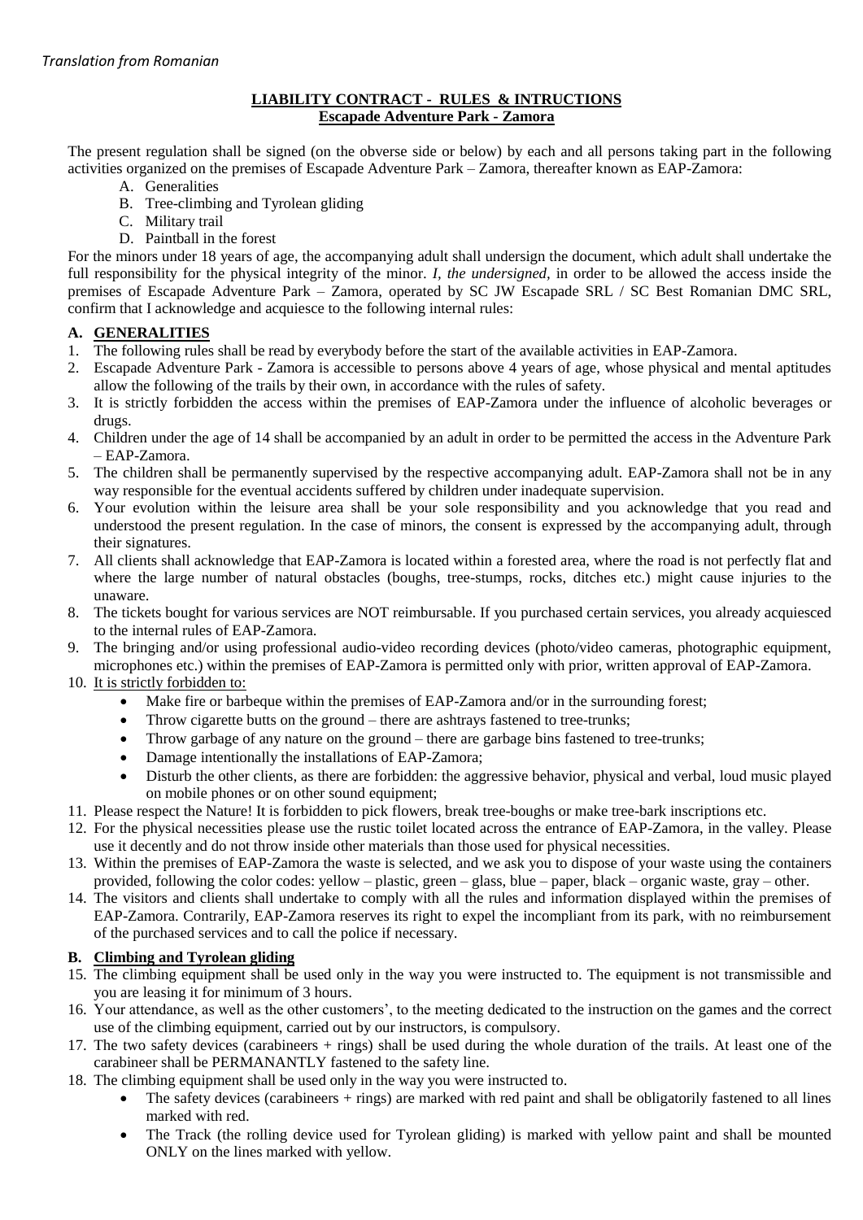*Translation from Romanian*

**LIABILITY CONTRACT - RULES & INTRUCTIONS**
**Escapade Adventure Park - Zamora**

The present regulation shall be signed (on the obverse side or below) by each and all persons taking part in the following activities organized on the premises of Escapade Adventure Park – Zamora, thereafter known as EAP-Zamora:

A. Generalities
B. Tree-climbing and Tyrolean gliding
C. Military trail
D. Paintball in the forest

For the minors under 18 years of age, the accompanying adult shall undersign the document, which adult shall undertake the full responsibility for the physical integrity of the minor. *I, the undersigned*, in order to be allowed the access inside the premises of Escapade Adventure Park – Zamora, operated by SC JW Escapade SRL / SC Best Romanian DMC SRL, confirm that I acknowledge and acquiesce to the following internal rules:

## A. GENERALITIES

1. The following rules shall be read by everybody before the start of the available activities in EAP-Zamora.
2. Escapade Adventure Park - Zamora is accessible to persons above 4 years of age, whose physical and mental aptitudes allow the following of the trails by their own, in accordance with the rules of safety.
3. It is strictly forbidden the access within the premises of EAP-Zamora under the influence of alcoholic beverages or drugs.
4. Children under the age of 14 shall be accompanied by an adult in order to be permitted the access in the Adventure Park – EAP-Zamora.
5. The children shall be permanently supervised by the respective accompanying adult. EAP-Zamora shall not be in any way responsible for the eventual accidents suffered by children under inadequate supervision.
6. Your evolution within the leisure area shall be your sole responsibility and you acknowledge that you read and understood the present regulation. In the case of minors, the consent is expressed by the accompanying adult, through their signatures.
7. All clients shall acknowledge that EAP-Zamora is located within a forested area, where the road is not perfectly flat and where the large number of natural obstacles (boughs, tree-stumps, rocks, ditches etc.) might cause injuries to the unaware.
8. The tickets bought for various services are NOT reimbursable. If you purchased certain services, you already acquiesced to the internal rules of EAP-Zamora.
9. The bringing and/or using professional audio-video recording devices (photo/video cameras, photographic equipment, microphones etc.) within the premises of EAP-Zamora is permitted only with prior, written approval of EAP-Zamora.
10. It is strictly forbidden to:
    - Make fire or barbeque within the premises of EAP-Zamora and/or in the surrounding forest;
    - Throw cigarette butts on the ground – there are ashtrays fastened to tree-trunks;
    - Throw garbage of any nature on the ground – there are garbage bins fastened to tree-trunks;
    - Damage intentionally the installations of EAP-Zamora;
    - Disturb the other clients, as there are forbidden: the aggressive behavior, physical and verbal, loud music played on mobile phones or on other sound equipment;
11. Please respect the Nature! It is forbidden to pick flowers, break tree-boughs or make tree-bark inscriptions etc.
12. For the physical necessities please use the rustic toilet located across the entrance of EAP-Zamora, in the valley. Please use it decently and do not throw inside other materials than those used for physical necessities.
13. Within the premises of EAP-Zamora the waste is selected, and we ask you to dispose of your waste using the containers provided, following the color codes: yellow – plastic, green – glass, blue – paper, black – organic waste, gray – other.
14. The visitors and clients shall undertake to comply with all the rules and information displayed within the premises of EAP-Zamora. Contrarily, EAP-Zamora reserves its right to expel the incompliant from its park, with no reimbursement of the purchased services and to call the police if necessary.

## B. Climbing and Tyrolean gliding

15. The climbing equipment shall be used only in the way you were instructed to. The equipment is not transmissible and you are leasing it for minimum of 3 hours.
16. Your attendance, as well as the other customers', to the meeting dedicated to the instruction on the games and the correct use of the climbing equipment, carried out by our instructors, is compulsory.
17. The two safety devices (carabineers + rings) shall be used during the whole duration of the trails. At least one of the carabineer shall be PERMANANTLY fastened to the safety line.
18. The climbing equipment shall be used only in the way you were instructed to.
    - The safety devices (carabineers + rings) are marked with red paint and shall be obligatorily fastened to all lines marked with red.
    - The Track (the rolling device used for Tyrolean gliding) is marked with yellow paint and shall be mounted ONLY on the lines marked with yellow.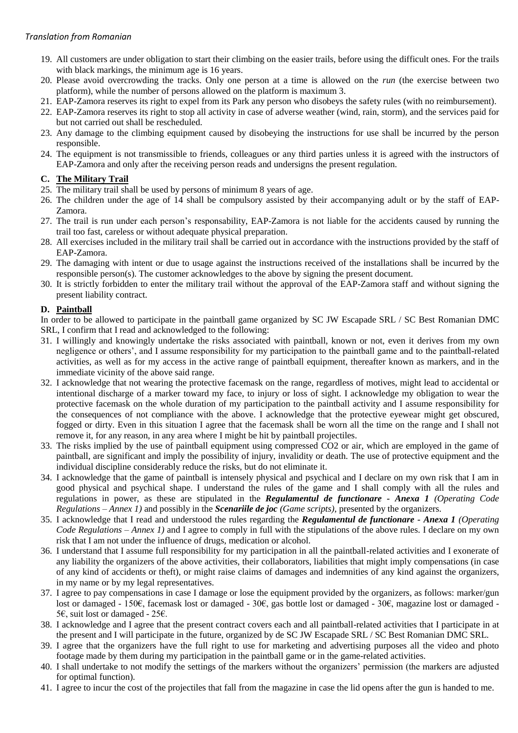*Translation from Romanian*

19. All customers are under obligation to start their climbing on the easier trails, before using the difficult ones. For the trails with black markings, the minimum age is 16 years.
20. Please avoid overcrowding the tracks. Only one person at a time is allowed on the *run* (the exercise between two platform), while the number of persons allowed on the platform is maximum 3.
21. EAP-Zamora reserves its right to expel from its Park any person who disobeys the safety rules (with no reimbursement).
22. EAP-Zamora reserves its right to stop all activity in case of adverse weather (wind, rain, storm), and the services paid for but not carried out shall be rescheduled.
23. Any damage to the climbing equipment caused by disobeying the instructions for use shall be incurred by the person responsible.
24. The equipment is not transmissible to friends, colleagues or any third parties unless it is agreed with the instructors of EAP-Zamora and only after the receiving person reads and undersigns the present regulation.

### C. The Military Trail

25. The military trail shall be used by persons of minimum 8 years of age.
26. The children under the age of 14 shall be compulsory assisted by their accompanying adult or by the staff of EAP-Zamora.
27. The trail is run under each person's responsability, EAP-Zamora is not liable for the accidents caused by running the trail too fast, careless or without adequate physical preparation.
28. All exercises included in the military trail shall be carried out in accordance with the instructions provided by the staff of EAP-Zamora.
29. The damaging with intent or due to usage against the instructions received of the installations shall be incurred by the responsible person(s). The customer acknowledges to the above by signing the present document.
30. It is strictly forbidden to enter the military trail without the approval of the EAP-Zamora staff and without signing the present liability contract.

### D. Paintball

In order to be allowed to participate in the paintball game organized by SC JW Escapade SRL / SC Best Romanian DMC SRL, I confirm that I read and acknowledged to the following:

31. I willingly and knowingly undertake the risks associated with paintball, known or not, even it derives from my own negligence or others', and I assume responsibility for my participation to the paintball game and to the paintball-related activities, as well as for my access in the active range of paintball equipment, thereafter known as markers, and in the immediate vicinity of the above said range.
32. I acknowledge that not wearing the protective facemask on the range, regardless of motives, might lead to accidental or intentional discharge of a marker toward my face, to injury or loss of sight. I acknowledge my obligation to wear the protective facemask on the whole duration of my participation to the paintball activity and I assume responsibility for the consequences of not compliance with the above. I acknowledge that the protective eyewear might get obscured, fogged or dirty. Even in this situation I agree that the facemask shall be worn all the time on the range and I shall not remove it, for any reason, in any area where I might be hit by paintball projectiles.
33. The risks implied by the use of paintball equipment using compressed CO2 or air, which are employed in the game of paintball, are significant and imply the possibility of injury, invalidity or death. The use of protective equipment and the individual discipline considerably reduce the risks, but do not eliminate it.
34. I acknowledge that the game of paintball is intensely physical and psychical and I declare on my own risk that I am in good physical and psychical shape. I understand the rules of the game and I shall comply with all the rules and regulations in power, as these are stipulated in the ***Regulamentul de functionare - Anexa 1*** *(Operating Code Regulations – Annex 1)* and possibly in the ***Scenariile de joc*** *(Game scripts)*, presented by the organizers.
35. I acknowledge that I read and understood the rules regarding the ***Regulamentul de functionare - Anexa 1*** *(Operating Code Regulations – Annex 1)* and I agree to comply in full with the stipulations of the above rules. I declare on my own risk that I am not under the influence of drugs, medication or alcohol.
36. I understand that I assume full responsibility for my participation in all the paintball-related activities and I exonerate of any liability the organizers of the above activities, their collaborators, liabilities that might imply compensations (in case of any kind of accidents or theft), or might raise claims of damages and indemnities of any kind against the organizers, in my name or by my legal representatives.
37. I agree to pay compensations in case I damage or lose the equipment provided by the organizers, as follows: marker/gun lost or damaged - 150€, facemask lost or damaged - 30€, gas bottle lost or damaged - 30€, magazine lost or damaged - 5€, suit lost or damaged - 25€.
38. I acknowledge and I agree that the present contract covers each and all paintball-related activities that I participate in at the present and I will participate in the future, organized by de SC JW Escapade SRL / SC Best Romanian DMC SRL.
39. I agree that the organizers have the full right to use for marketing and advertising purposes all the video and photo footage made by them during my participation in the paintball game or in the game-related activities.
40. I shall undertake to not modify the settings of the markers without the organizers' permission (the markers are adjusted for optimal function).
41. I agree to incur the cost of the projectiles that fall from the magazine in case the lid opens after the gun is handed to me.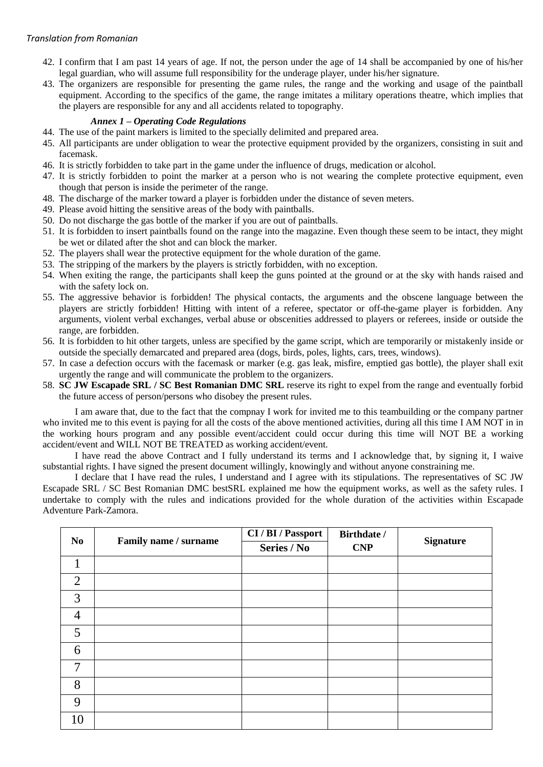*Translation from Romanian*

42. I confirm that I am past 14 years of age. If not, the person under the age of 14 shall be accompanied by one of his/her legal guardian, who will assume full responsibility for the underage player, under his/her signature.
43. The organizers are responsible for presenting the game rules, the range and the working and usage of the paintball equipment. According to the specifics of the game, the range imitates a military operations theatre, which implies that the players are responsible for any and all accidents related to topography.

***Annex 1 – Operating Code Regulations***

44. The use of the paint markers is limited to the specially delimited and prepared area.
45. All participants are under obligation to wear the protective equipment provided by the organizers, consisting in suit and facemask.
46. It is strictly forbidden to take part in the game under the influence of drugs, medication or alcohol.
47. It is strictly forbidden to point the marker at a person who is not wearing the complete protective equipment, even though that person is inside the perimeter of the range.
48. The discharge of the marker toward a player is forbidden under the distance of seven meters.
49. Please avoid hitting the sensitive areas of the body with paintballs.
50. Do not discharge the gas bottle of the marker if you are out of paintballs.
51. It is forbidden to insert paintballs found on the range into the magazine. Even though these seem to be intact, they might be wet or dilated after the shot and can block the marker.
52. The players shall wear the protective equipment for the whole duration of the game.
53. The stripping of the markers by the players is strictly forbidden, with no exception.
54. When exiting the range, the participants shall keep the guns pointed at the ground or at the sky with hands raised and with the safety lock on.
55. The aggressive behavior is forbidden! The physical contacts, the arguments and the obscene language between the players are strictly forbidden! Hitting with intent of a referee, spectator or off-the-game player is forbidden. Any arguments, violent verbal exchanges, verbal abuse or obscenities addressed to players or referees, inside or outside the range, are forbidden.
56. It is forbidden to hit other targets, unless are specified by the game script, which are temporarily or mistakenly inside or outside the specially demarcated and prepared area (dogs, birds, poles, lights, cars, trees, windows).
57. In case a defection occurs with the facemask or marker (e.g. gas leak, misfire, emptied gas bottle), the player shall exit urgently the range and will communicate the problem to the organizers.
58. **SC JW Escapade SRL / SC Best Romanian DMC SRL** reserve its right to expel from the range and eventually forbid the future access of person/persons who disobey the present rules.

I am aware that, due to the fact that the compnay I work for invited me to this teambuilding or the company partner who invited me to this event is paying for all the costs of the above mentioned activities, during all this time I AM NOT in in the working hours program and any possible event/accident could occur during this time will NOT BE a working accident/event and WILL NOT BE TREATED as working accident/event.

I have read the above Contract and I fully understand its terms and I acknowledge that, by signing it, I waive substantial rights. I have signed the present document willingly, knowingly and without anyone constraining me.

I declare that I have read the rules, I understand and I agree with its stipulations. The representatives of SC JW Escapade SRL / SC Best Romanian DMC bestSRL explained me how the equipment works, as well as the safety rules. I undertake to comply with the rules and indications provided for the whole duration of the activities within Escapade Adventure Park-Zamora.

| No | Family name / surname | CI / BI / Passport Series / No | Birthdate / CNP | Signature |
|---|---|---|---|---|
| 1 | | | | |
| 2 | | | | |
| 3 | | | | |
| 4 | | | | |
| 5 | | | | |
| 6 | | | | |
| 7 | | | | |
| 8 | | | | |
| 9 | | | | |
| 10 | | | | |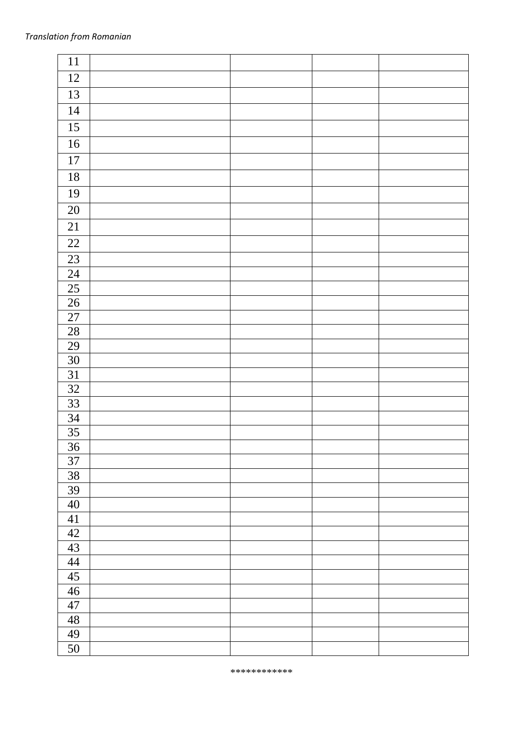*Translation from Romanian*

| | | | | |
|---|---|---|---|---|
| 11 | | | | |
| 12 | | | | |
| 13 | | | | |
| 14 | | | | |
| 15 | | | | |
| 16 | | | | |
| 17 | | | | |
| 18 | | | | |
| 19 | | | | |
| 20 | | | | |
| 21 | | | | |
| 22 | | | | |
| 23 | | | | |
| 24 | | | | |
| 25 | | | | |
| 26 | | | | |
| 27 | | | | |
| 28 | | | | |
| 29 | | | | |
| 30 | | | | |
| 31 | | | | |
| 32 | | | | |
| 33 | | | | |
| 34 | | | | |
| 35 | | | | |
| 36 | | | | |
| 37 | | | | |
| 38 | | | | |
| 39 | | | | |
| 40 | | | | |
| 41 | | | | |
| 42 | | | | |
| 43 | | | | |
| 44 | | | | |
| 45 | | | | |
| 46 | | | | |
| 47 | | | | |
| 48 | | | | |
| 49 | | | | |
| 50 | | | | |

***********